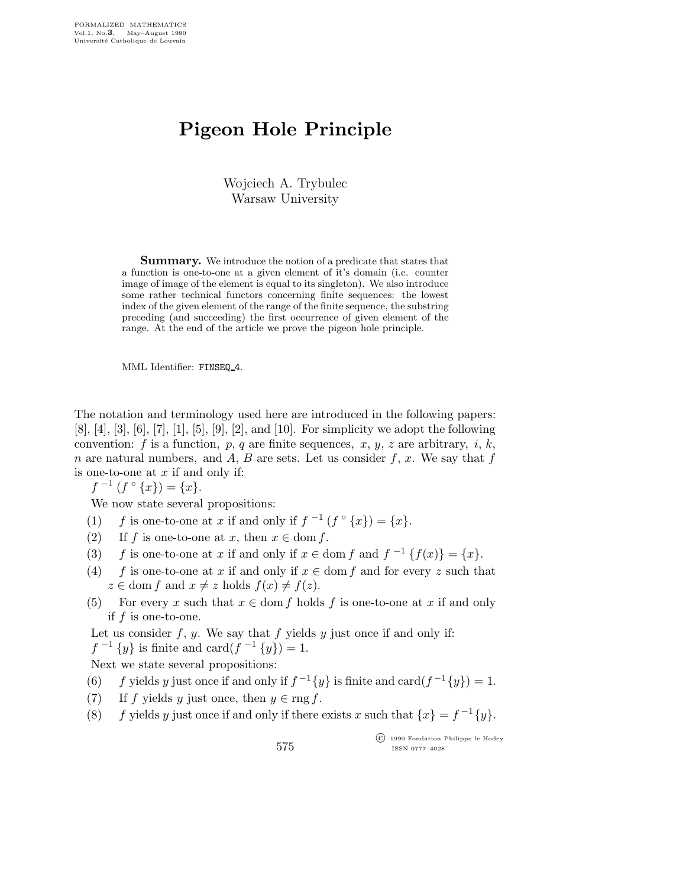FORMALIZED MATHEMATICS
Vol.1, No.**3**, May–August 1990
Université Catholique de Louvain

# Pigeon Hole Principle

Wojciech A. Trybulec
Warsaw University

**Summary.** We introduce the notion of a predicate that states that a function is one-to-one at a given element of it's domain (i.e. counter image of image of the element is equal to its singleton). We also introduce some rather technical functors concerning finite sequences: the lowest index of the given element of the range of the finite sequence, the substring preceding (and succeeding) the first occurrence of given element of the range. At the end of the article we prove the pigeon hole principle.

MML Identifier: FINSEQ_4.

The notation and terminology used here are introduced in the following papers: [8], [4], [3], [6], [7], [1], [5], [9], [2], and [10]. For simplicity we adopt the following convention: $f$ is a function, $p$, $q$ are finite sequences, $x$, $y$, $z$ are arbitrary, $i$, $k$, $n$ are natural numbers, and $A$, $B$ are sets. Let us consider $f$, $x$. We say that $f$ is one-to-one at $x$ if and only if:

$f^{-1}(f^{\circ}\{x\}) = \{x\}$.

We now state several propositions:

(1) $f$ is one-to-one at $x$ if and only if $f^{-1}(f^{\circ}\{x\}) = \{x\}$.

(2) If $f$ is one-to-one at $x$, then $x \in \operatorname{dom} f$.

(3) $f$ is one-to-one at $x$ if and only if $x \in \operatorname{dom} f$ and $f^{-1}\{f(x)\} = \{x\}$.

(4) $f$ is one-to-one at $x$ if and only if $x \in \operatorname{dom} f$ and for every $z$ such that $z \in \operatorname{dom} f$ and $x \neq z$ holds $f(x) \neq f(z)$.

(5) For every $x$ such that $x \in \operatorname{dom} f$ holds $f$ is one-to-one at $x$ if and only if $f$ is one-to-one.

Let us consider $f$, $y$. We say that $f$ yields $y$ just once if and only if:

$f^{-1}\{y\}$ is finite and $\operatorname{card}(f^{-1}\{y\}) = 1$.

Next we state several propositions:

(6) $f$ yields $y$ just once if and only if $f^{-1}\{y\}$ is finite and $\operatorname{card}(f^{-1}\{y\}) = 1$.

(7) If $f$ yields $y$ just once, then $y \in \operatorname{rng} f$.

(8) $f$ yields $y$ just once if and only if there exists $x$ such that $\{x\} = f^{-1}\{y\}$.

© 1990 Fondation Philippe le Hodey
ISSN 0777–4028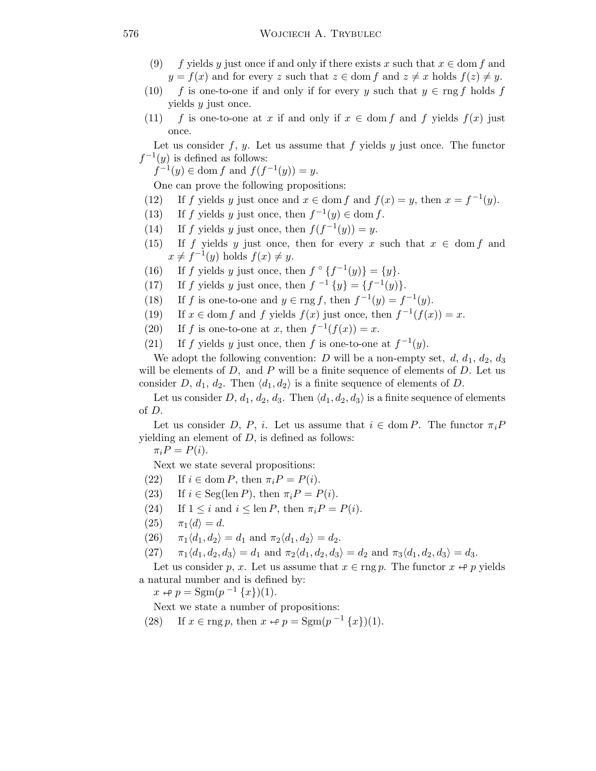(9) $f$ yields $y$ just once if and only if there exists $x$ such that $x \in \operatorname{dom} f$ and $y = f(x)$ and for every $z$ such that $z \in \operatorname{dom} f$ and $z \neq x$ holds $f(z) \neq y$.

(10) $f$ is one-to-one if and only if for every $y$ such that $y \in \operatorname{rng} f$ holds $f$ yields $y$ just once.

(11) $f$ is one-to-one at $x$ if and only if $x \in \operatorname{dom} f$ and $f$ yields $f(x)$ just once.

Let us consider $f$, $y$. Let us assume that $f$ yields $y$ just once. The functor $f^{-1}(y)$ is defined as follows:

$f^{-1}(y) \in \operatorname{dom} f$ and $f(f^{-1}(y)) = y$.

One can prove the following propositions:

(12) If $f$ yields $y$ just once and $x \in \operatorname{dom} f$ and $f(x) = y$, then $x = f^{-1}(y)$.

(13) If $f$ yields $y$ just once, then $f^{-1}(y) \in \operatorname{dom} f$.

(14) If $f$ yields $y$ just once, then $f(f^{-1}(y)) = y$.

(15) If $f$ yields $y$ just once, then for every $x$ such that $x \in \operatorname{dom} f$ and $x \neq f^{-1}(y)$ holds $f(x) \neq y$.

(16) If $f$ yields $y$ just once, then $f^{\circ}\{f^{-1}(y)\} = \{y\}$.

(17) If $f$ yields $y$ just once, then $f^{-1}\{y\} = \{f^{-1}(y)\}$.

(18) If $f$ is one-to-one and $y \in \operatorname{rng} f$, then $f^{-1}(y) = f^{-1}(y)$.

(19) If $x \in \operatorname{dom} f$ and $f$ yields $f(x)$ just once, then $f^{-1}(f(x)) = x$.

(20) If $f$ is one-to-one at $x$, then $f^{-1}(f(x)) = x$.

(21) If $f$ yields $y$ just once, then $f$ is one-to-one at $f^{-1}(y)$.

We adopt the following convention: $D$ will be a non-empty set, $d$, $d_1$, $d_2$, $d_3$ will be elements of $D$, and $P$ will be a finite sequence of elements of $D$. Let us consider $D$, $d_1$, $d_2$. Then $\langle d_1, d_2\rangle$ is a finite sequence of elements of $D$.

Let us consider $D$, $d_1$, $d_2$, $d_3$. Then $\langle d_1, d_2, d_3\rangle$ is a finite sequence of elements of $D$.

Let us consider $D$, $P$, $i$. Let us assume that $i \in \operatorname{dom} P$. The functor $\pi_i P$ yielding an element of $D$, is defined as follows:

$\pi_i P = P(i)$.

Next we state several propositions:

(22) If $i \in \operatorname{dom} P$, then $\pi_i P = P(i)$.

(23) If $i \in \operatorname{Seg}(\operatorname{len} P)$, then $\pi_i P = P(i)$.

(24) If $1 \leq i$ and $i \leq \operatorname{len} P$, then $\pi_i P = P(i)$.

(25) $\pi_1\langle d\rangle = d$.

(26) $\pi_1\langle d_1, d_2\rangle = d_1$ and $\pi_2\langle d_1, d_2\rangle = d_2$.

(27) $\pi_1\langle d_1, d_2, d_3\rangle = d_1$ and $\pi_2\langle d_1, d_2, d_3\rangle = d_2$ and $\pi_3\langle d_1, d_2, d_3\rangle = d_3$.

Let us consider $p$, $x$. Let us assume that $x \in \operatorname{rng} p$. The functor $x \looparrowleft p$ yields a natural number and is defined by:

$x \looparrowleft p = \operatorname{Sgm}(p^{-1}\{x\})(1)$.

Next we state a number of propositions:

(28) If $x \in \operatorname{rng} p$, then $x \looparrowleft p = \operatorname{Sgm}(p^{-1}\{x\})(1)$.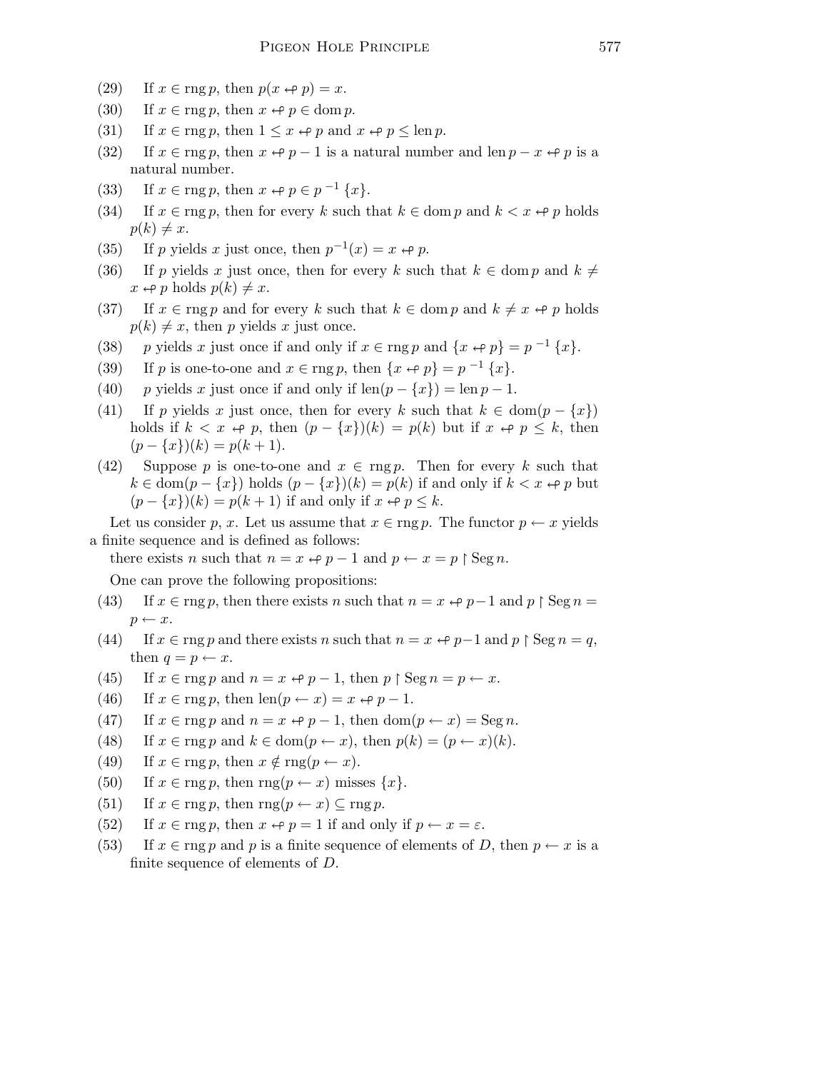(29) If $x \in \operatorname{rng} p$, then $p(x \leftrightarrow p) = x$.

(30) If $x \in \operatorname{rng} p$, then $x \leftrightarrow p \in \operatorname{dom} p$.

(31) If $x \in \operatorname{rng} p$, then $1 \leq x \leftrightarrow p$ and $x \leftrightarrow p \leq \operatorname{len} p$.

(32) If $x \in \operatorname{rng} p$, then $x \leftrightarrow p - 1$ is a natural number and $\operatorname{len} p - x \leftrightarrow p$ is a natural number.

(33) If $x \in \operatorname{rng} p$, then $x \leftrightarrow p \in p^{-1} \{x\}$.

(34) If $x \in \operatorname{rng} p$, then for every $k$ such that $k \in \operatorname{dom} p$ and $k < x \leftrightarrow p$ holds $p(k) \neq x$.

(35) If $p$ yields $x$ just once, then $p^{-1}(x) = x \leftrightarrow p$.

(36) If $p$ yields $x$ just once, then for every $k$ such that $k \in \operatorname{dom} p$ and $k \neq x \leftrightarrow p$ holds $p(k) \neq x$.

(37) If $x \in \operatorname{rng} p$ and for every $k$ such that $k \in \operatorname{dom} p$ and $k \neq x \leftrightarrow p$ holds $p(k) \neq x$, then $p$ yields $x$ just once.

(38) $p$ yields $x$ just once if and only if $x \in \operatorname{rng} p$ and $\{x \leftrightarrow p\} = p^{-1} \{x\}$.

(39) If $p$ is one-to-one and $x \in \operatorname{rng} p$, then $\{x \leftrightarrow p\} = p^{-1} \{x\}$.

(40) $p$ yields $x$ just once if and only if $\operatorname{len}(p - \{x\}) = \operatorname{len} p - 1$.

(41) If $p$ yields $x$ just once, then for every $k$ such that $k \in \operatorname{dom}(p - \{x\})$ holds if $k < x \leftrightarrow p$, then $(p - \{x\})(k) = p(k)$ but if $x \leftrightarrow p \leq k$, then $(p - \{x\})(k) = p(k + 1)$.

(42) Suppose $p$ is one-to-one and $x \in \operatorname{rng} p$. Then for every $k$ such that $k \in \operatorname{dom}(p - \{x\})$ holds $(p - \{x\})(k) = p(k)$ if and only if $k < x \leftrightarrow p$ but $(p - \{x\})(k) = p(k + 1)$ if and only if $x \leftrightarrow p \leq k$.

Let us consider $p$, $x$. Let us assume that $x \in \operatorname{rng} p$. The functor $p \leftarrow x$ yields a finite sequence and is defined as follows:

there exists $n$ such that $n = x \leftrightarrow p - 1$ and $p \leftarrow x = p \restriction \operatorname{Seg} n$.

One can prove the following propositions:

(43) If $x \in \operatorname{rng} p$, then there exists $n$ such that $n = x \leftrightarrow p - 1$ and $p \restriction \operatorname{Seg} n = p \leftarrow x$.

(44) If $x \in \operatorname{rng} p$ and there exists $n$ such that $n = x \leftrightarrow p - 1$ and $p \restriction \operatorname{Seg} n = q$, then $q = p \leftarrow x$.

(45) If $x \in \operatorname{rng} p$ and $n = x \leftrightarrow p - 1$, then $p \restriction \operatorname{Seg} n = p \leftarrow x$.

(46) If $x \in \operatorname{rng} p$, then $\operatorname{len}(p \leftarrow x) = x \leftrightarrow p - 1$.

(47) If $x \in \operatorname{rng} p$ and $n = x \leftrightarrow p - 1$, then $\operatorname{dom}(p \leftarrow x) = \operatorname{Seg} n$.

(48) If $x \in \operatorname{rng} p$ and $k \in \operatorname{dom}(p \leftarrow x)$, then $p(k) = (p \leftarrow x)(k)$.

(49) If $x \in \operatorname{rng} p$, then $x \notin \operatorname{rng}(p \leftarrow x)$.

(50) If $x \in \operatorname{rng} p$, then $\operatorname{rng}(p \leftarrow x)$ misses $\{x\}$.

(51) If $x \in \operatorname{rng} p$, then $\operatorname{rng}(p \leftarrow x) \subseteq \operatorname{rng} p$.

(52) If $x \in \operatorname{rng} p$, then $x \leftrightarrow p = 1$ if and only if $p \leftarrow x = \varepsilon$.

(53) If $x \in \operatorname{rng} p$ and $p$ is a finite sequence of elements of $D$, then $p \leftarrow x$ is a finite sequence of elements of $D$.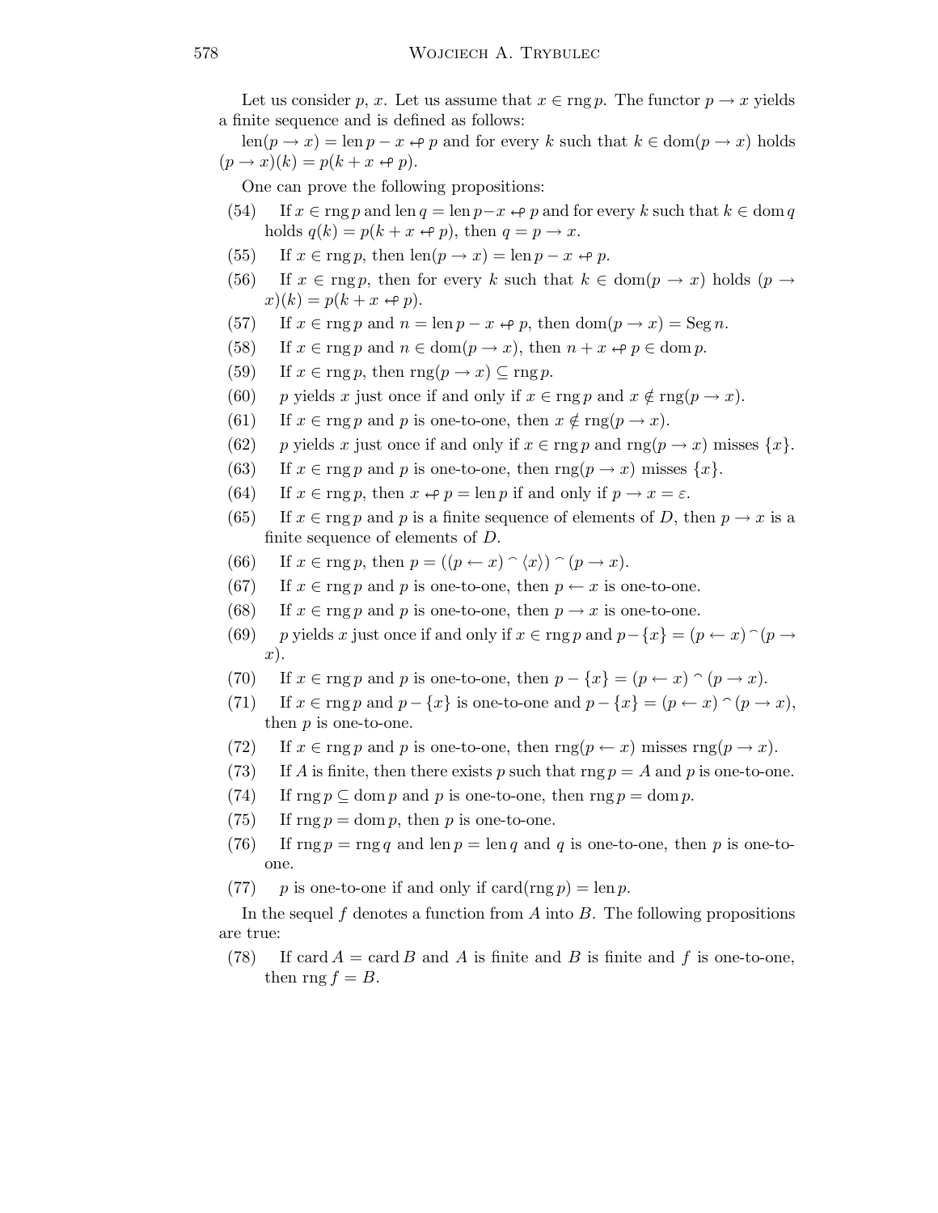Let us consider $p$, $x$. Let us assume that $x \in \operatorname{rng} p$. The functor $p \rightarrow x$ yields a finite sequence and is defined as follows:

$\operatorname{len}(p \rightarrow x) = \operatorname{len} p - x \hookleftarrow p$ and for every $k$ such that $k \in \operatorname{dom}(p \rightarrow x)$ holds $(p \rightarrow x)(k) = p(k + x \hookleftarrow p)$.

One can prove the following propositions:

(54) If $x \in \operatorname{rng} p$ and $\operatorname{len} q = \operatorname{len} p - x \hookleftarrow p$ and for every $k$ such that $k \in \operatorname{dom} q$ holds $q(k) = p(k + x \hookleftarrow p)$, then $q = p \rightarrow x$.

(55) If $x \in \operatorname{rng} p$, then $\operatorname{len}(p \rightarrow x) = \operatorname{len} p - x \hookleftarrow p$.

(56) If $x \in \operatorname{rng} p$, then for every $k$ such that $k \in \operatorname{dom}(p \rightarrow x)$ holds $(p \rightarrow x)(k) = p(k + x \hookleftarrow p)$.

(57) If $x \in \operatorname{rng} p$ and $n = \operatorname{len} p - x \hookleftarrow p$, then $\operatorname{dom}(p \rightarrow x) = \operatorname{Seg} n$.

(58) If $x \in \operatorname{rng} p$ and $n \in \operatorname{dom}(p \rightarrow x)$, then $n + x \hookleftarrow p \in \operatorname{dom} p$.

(59) If $x \in \operatorname{rng} p$, then $\operatorname{rng}(p \rightarrow x) \subseteq \operatorname{rng} p$.

(60) $p$ yields $x$ just once if and only if $x \in \operatorname{rng} p$ and $x \notin \operatorname{rng}(p \rightarrow x)$.

(61) If $x \in \operatorname{rng} p$ and $p$ is one-to-one, then $x \notin \operatorname{rng}(p \rightarrow x)$.

(62) $p$ yields $x$ just once if and only if $x \in \operatorname{rng} p$ and $\operatorname{rng}(p \rightarrow x)$ misses $\{x\}$.

(63) If $x \in \operatorname{rng} p$ and $p$ is one-to-one, then $\operatorname{rng}(p \rightarrow x)$ misses $\{x\}$.

(64) If $x \in \operatorname{rng} p$, then $x \hookleftarrow p = \operatorname{len} p$ if and only if $p \rightarrow x = \varepsilon$.

(65) If $x \in \operatorname{rng} p$ and $p$ is a finite sequence of elements of $D$, then $p \rightarrow x$ is a finite sequence of elements of $D$.

(66) If $x \in \operatorname{rng} p$, then $p = ((p \leftarrow x) \frown \langle x \rangle) \frown (p \rightarrow x)$.

(67) If $x \in \operatorname{rng} p$ and $p$ is one-to-one, then $p \leftarrow x$ is one-to-one.

(68) If $x \in \operatorname{rng} p$ and $p$ is one-to-one, then $p \rightarrow x$ is one-to-one.

(69) $p$ yields $x$ just once if and only if $x \in \operatorname{rng} p$ and $p - \{x\} = (p \leftarrow x) \frown (p \rightarrow x)$.

(70) If $x \in \operatorname{rng} p$ and $p$ is one-to-one, then $p - \{x\} = (p \leftarrow x) \frown (p \rightarrow x)$.

(71) If $x \in \operatorname{rng} p$ and $p - \{x\}$ is one-to-one and $p - \{x\} = (p \leftarrow x) \frown (p \rightarrow x)$, then $p$ is one-to-one.

(72) If $x \in \operatorname{rng} p$ and $p$ is one-to-one, then $\operatorname{rng}(p \leftarrow x)$ misses $\operatorname{rng}(p \rightarrow x)$.

(73) If $A$ is finite, then there exists $p$ such that $\operatorname{rng} p = A$ and $p$ is one-to-one.

(74) If $\operatorname{rng} p \subseteq \operatorname{dom} p$ and $p$ is one-to-one, then $\operatorname{rng} p = \operatorname{dom} p$.

(75) If $\operatorname{rng} p = \operatorname{dom} p$, then $p$ is one-to-one.

(76) If $\operatorname{rng} p = \operatorname{rng} q$ and $\operatorname{len} p = \operatorname{len} q$ and $q$ is one-to-one, then $p$ is one-to-one.

(77) $p$ is one-to-one if and only if $\operatorname{card}(\operatorname{rng} p) = \operatorname{len} p$.

In the sequel $f$ denotes a function from $A$ into $B$. The following propositions are true:

(78) If $\operatorname{card} A = \operatorname{card} B$ and $A$ is finite and $B$ is finite and $f$ is one-to-one, then $\operatorname{rng} f = B$.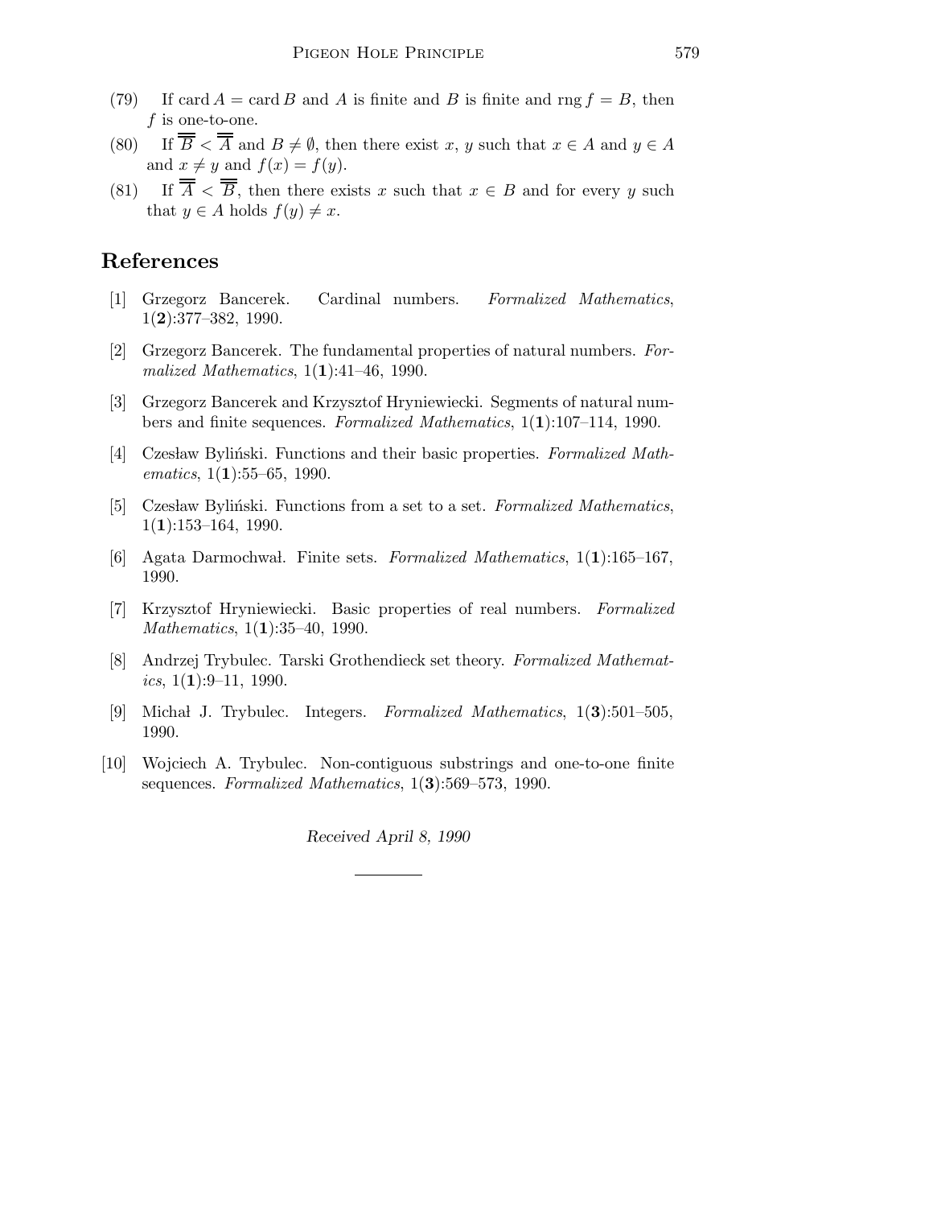(79) If $\operatorname{card} A = \operatorname{card} B$ and $A$ is finite and $B$ is finite and $\operatorname{rng} f = B$, then $f$ is one-to-one.

(80) If $\overline{\overline{B}} < \overline{\overline{A}}$ and $B \neq \emptyset$, then there exist $x$, $y$ such that $x \in A$ and $y \in A$ and $x \neq y$ and $f(x) = f(y)$.

(81) If $\overline{\overline{A}} < \overline{\overline{B}}$, then there exists $x$ such that $x \in B$ and for every $y$ such that $y \in A$ holds $f(y) \neq x$.

## References

[1] Grzegorz Bancerek. Cardinal numbers. *Formalized Mathematics*, 1(**2**):377–382, 1990.

[2] Grzegorz Bancerek. The fundamental properties of natural numbers. *Formalized Mathematics*, 1(**1**):41–46, 1990.

[3] Grzegorz Bancerek and Krzysztof Hryniewiecki. Segments of natural numbers and finite sequences. *Formalized Mathematics*, 1(**1**):107–114, 1990.

[4] Czesław Byliński. Functions and their basic properties. *Formalized Mathematics*, 1(**1**):55–65, 1990.

[5] Czesław Byliński. Functions from a set to a set. *Formalized Mathematics*, 1(**1**):153–164, 1990.

[6] Agata Darmochwał. Finite sets. *Formalized Mathematics*, 1(**1**):165–167, 1990.

[7] Krzysztof Hryniewiecki. Basic properties of real numbers. *Formalized Mathematics*, 1(**1**):35–40, 1990.

[8] Andrzej Trybulec. Tarski Grothendieck set theory. *Formalized Mathematics*, 1(**1**):9–11, 1990.

[9] Michał J. Trybulec. Integers. *Formalized Mathematics*, 1(**3**):501–505, 1990.

[10] Wojciech A. Trybulec. Non-contiguous substrings and one-to-one finite sequences. *Formalized Mathematics*, 1(**3**):569–573, 1990.

*Received April 8, 1990*